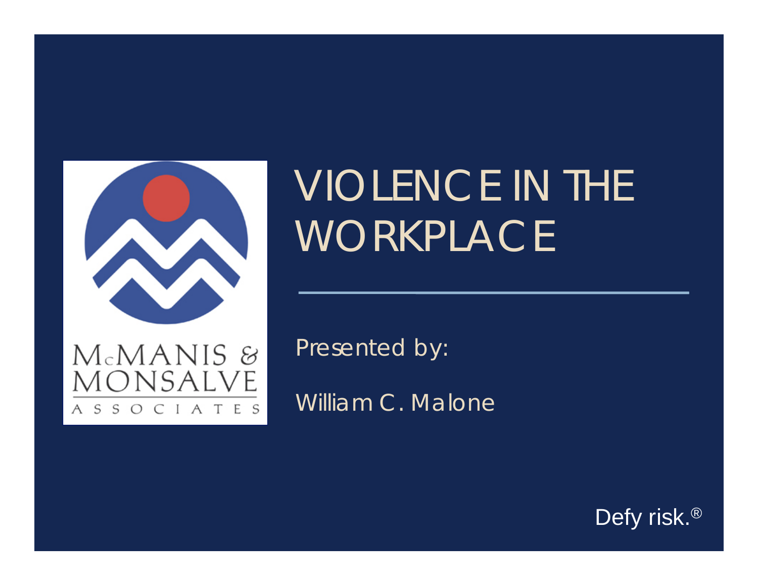McMANIS & MONSALVE ASSOCIATES

# VIOLENCE IN THE WORKPLACE

Presented by:

William C. Malone

Defy risk.®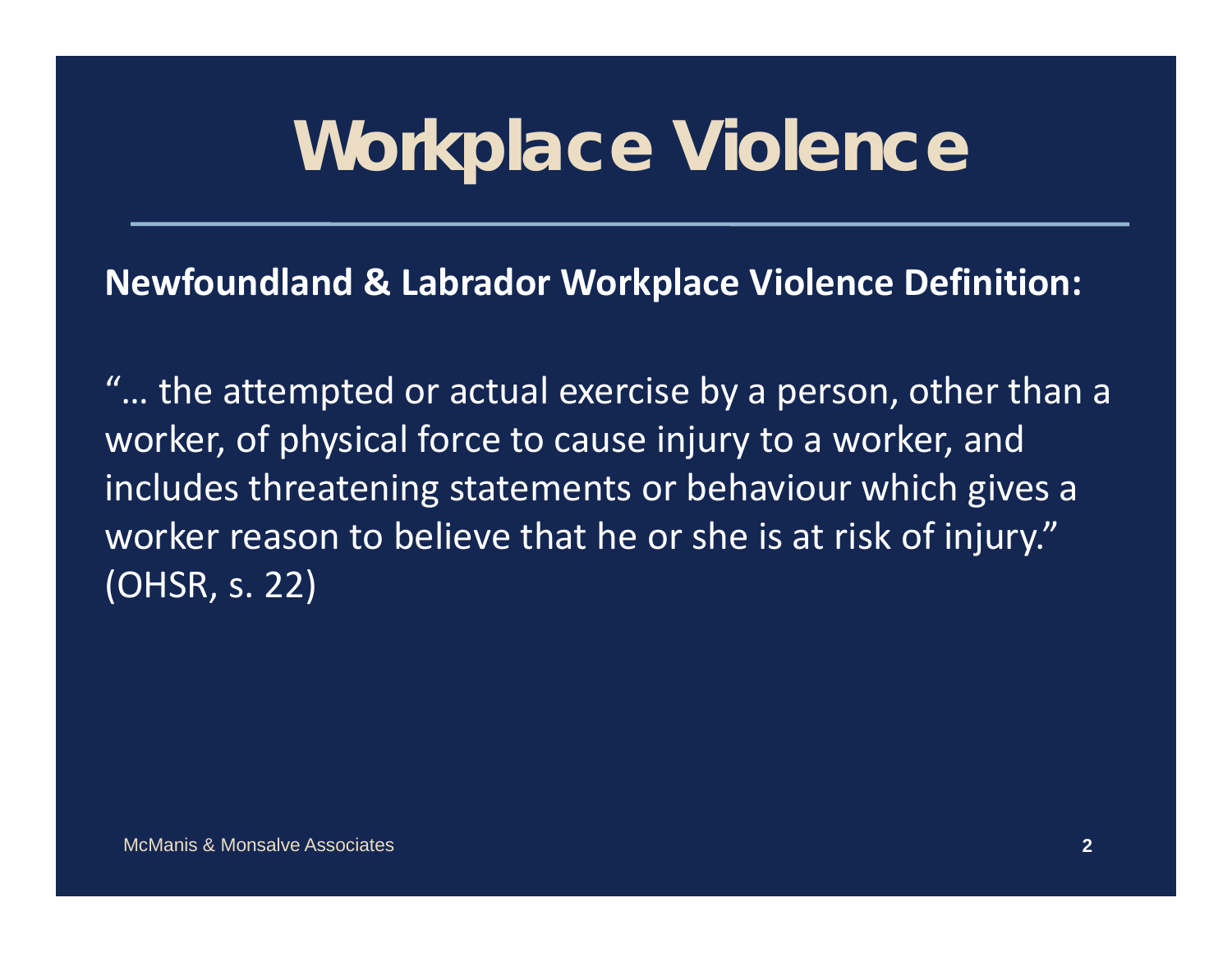# Workplace Violence

**Newfoundland & Labrador Workplace Violence Definition:**

"… the attempted or actual exercise by a person, other than a worker, of physical force to cause injury to a worker, and includes threatening statements or behaviour which gives a worker reason to believe that he or she is at risk of injury." (OHSR, s. 22)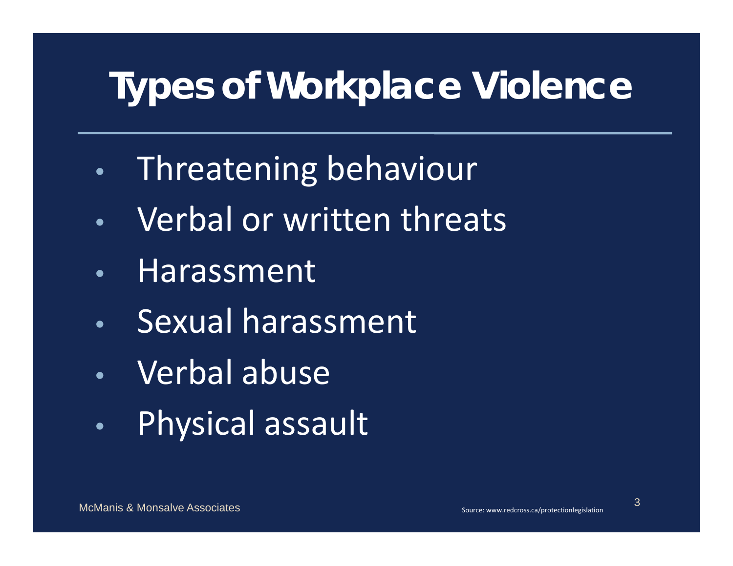# Types of Workplace Violence

- Threatening behaviour
- Verbal or written threats
- Harassment
- Sexual harassment
- Verbal abuse
- Physical assault

Source: www.redcross.ca/protectionlegislation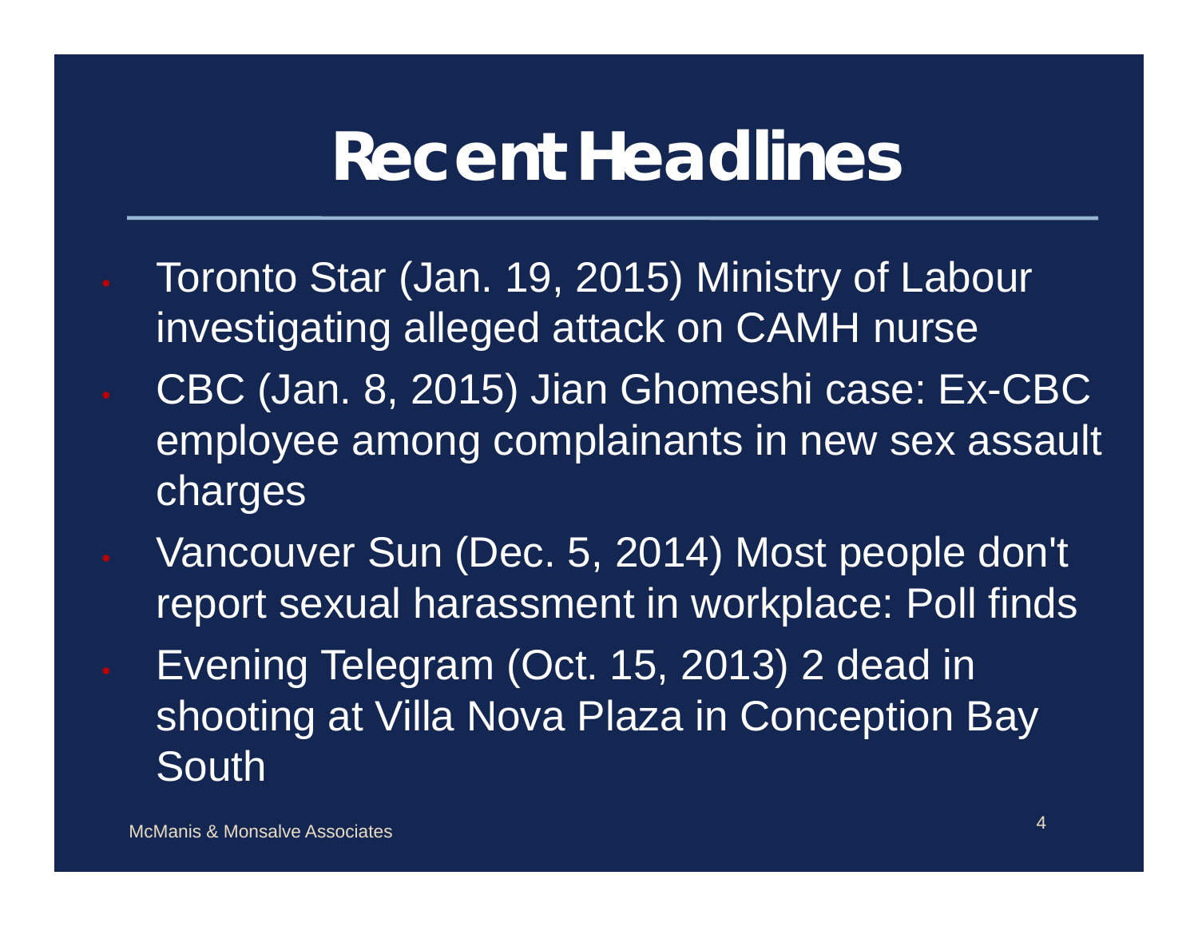# Recent Headlines

- Toronto Star (Jan. 19, 2015) Ministry of Labour investigating alleged attack on CAMH nurse
- CBC (Jan. 8, 2015) Jian Ghomeshi case: Ex-CBC employee among complainants in new sex assault charges
- Vancouver Sun (Dec. 5, 2014) Most people don't report sexual harassment in workplace: Poll finds
- Evening Telegram (Oct. 15, 2013) 2 dead in shooting at Villa Nova Plaza in Conception Bay South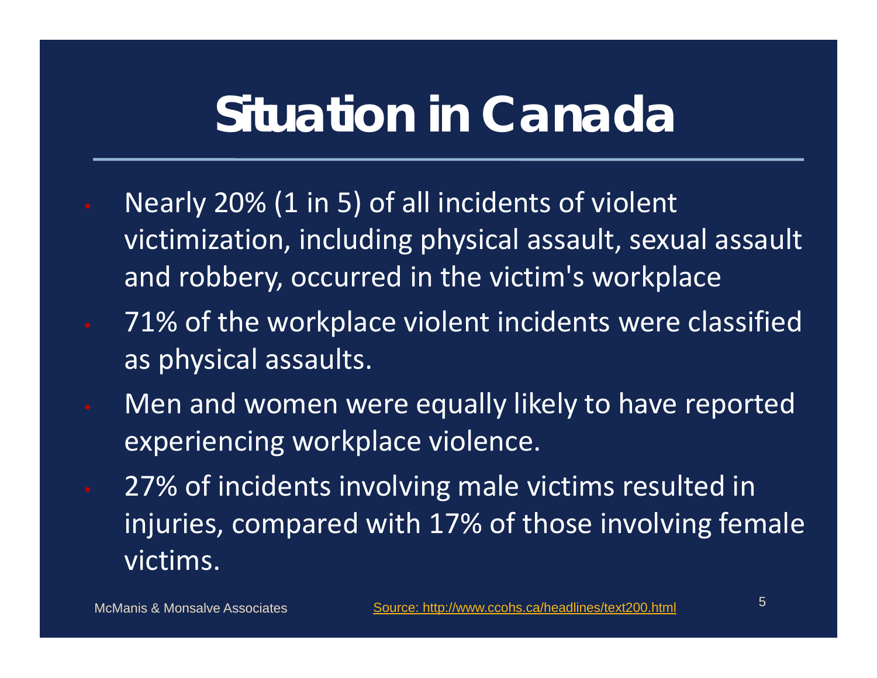# Situation in Canada

- Nearly 20% (1 in 5) of all incidents of violent victimization, including physical assault, sexual assault and robbery, occurred in the victim's workplace
- 71% of the workplace violent incidents were classified as physical assaults.
- Men and women were equally likely to have reported experiencing workplace violence.
- 27% of incidents involving male victims resulted in injuries, compared with 17% of those involving female victims.

McManis & Monsalve Associates

Source: http://www.ccohs.ca/headlines/text200.html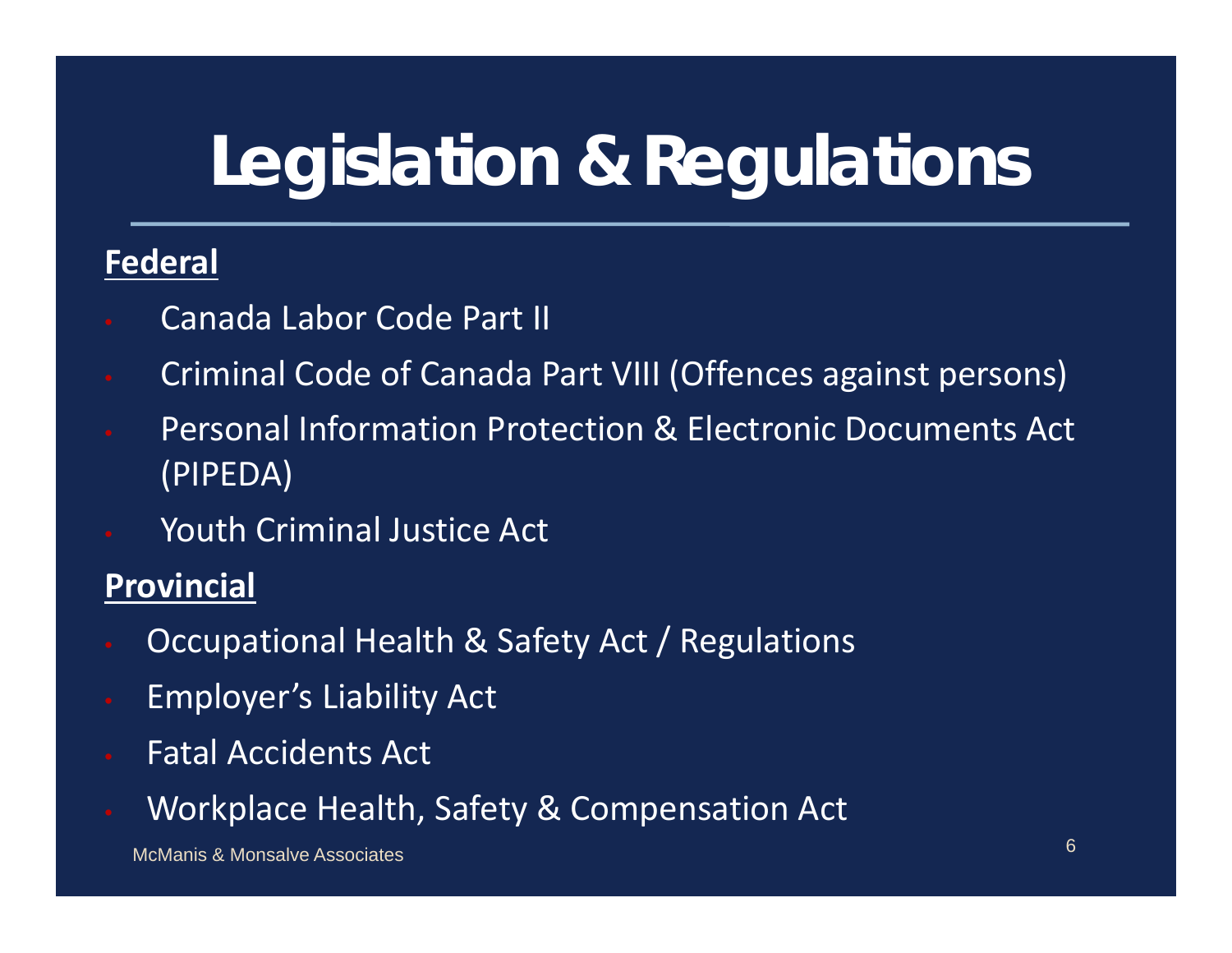# Legislation & Regulations

**Federal**

- Canada Labor Code Part II
- Criminal Code of Canada Part VIII (Offences against persons)
- Personal Information Protection & Electronic Documents Act (PIPEDA)
- Youth Criminal Justice Act

**Provincial**

- Occupational Health & Safety Act / Regulations
- Employer's Liability Act
- Fatal Accidents Act
- Workplace Health, Safety & Compensation Act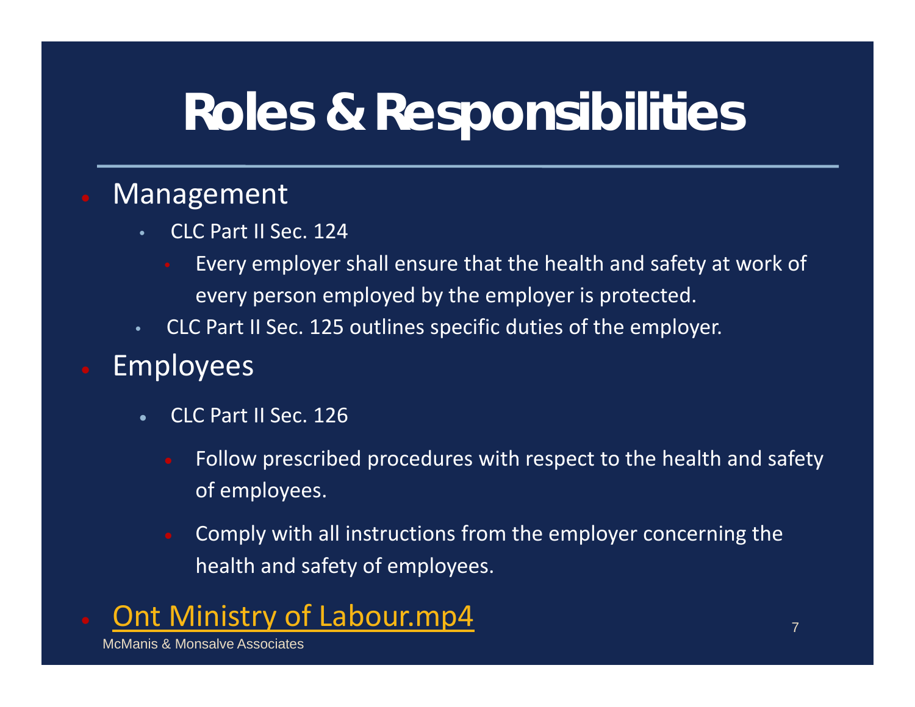# Roles & Responsibilities

- Management
  - CLC Part II Sec. 124
    - Every employer shall ensure that the health and safety at work of every person employed by the employer is protected.
  - CLC Part II Sec. 125 outlines specific duties of the employer.
- Employees
  - CLC Part II Sec. 126
    - Follow prescribed procedures with respect to the health and safety of employees.
    - Comply with all instructions from the employer concerning the health and safety of employees.
- Ont Ministry of Labour.mp4

McManis & Monsalve Associates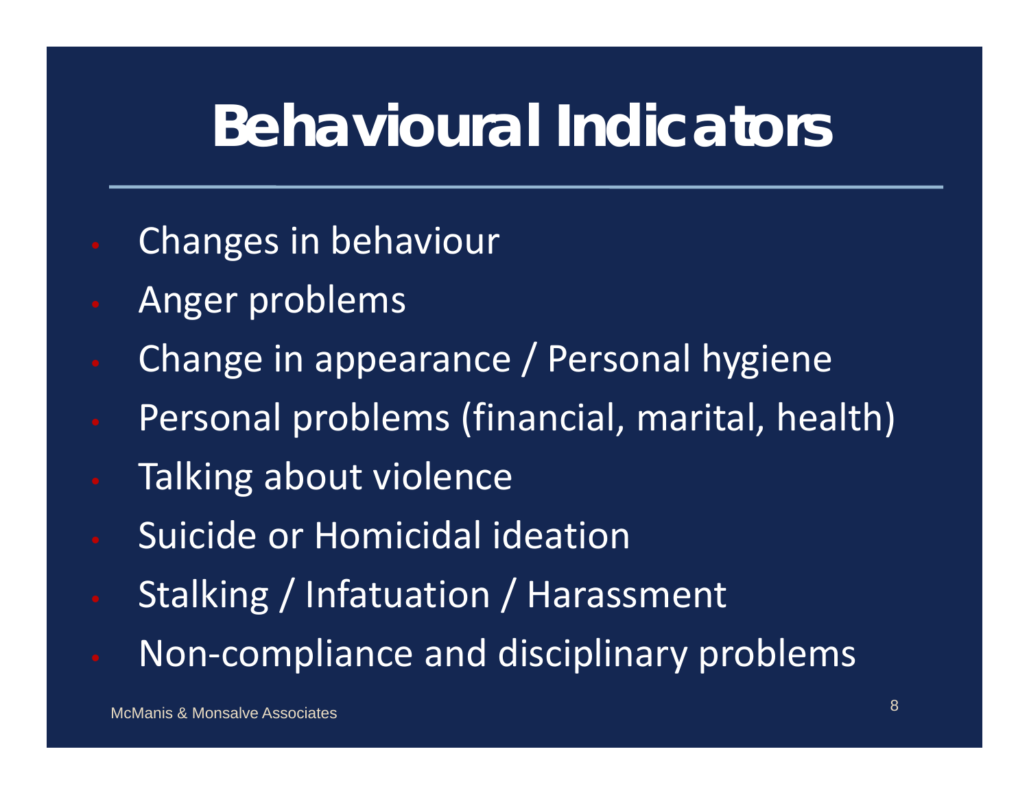# Behavioural Indicators

- Changes in behaviour
- Anger problems
- Change in appearance / Personal hygiene
- Personal problems (financial, marital, health)
- Talking about violence
- Suicide or Homicidal ideation
- Stalking / Infatuation / Harassment
- Non-compliance and disciplinary problems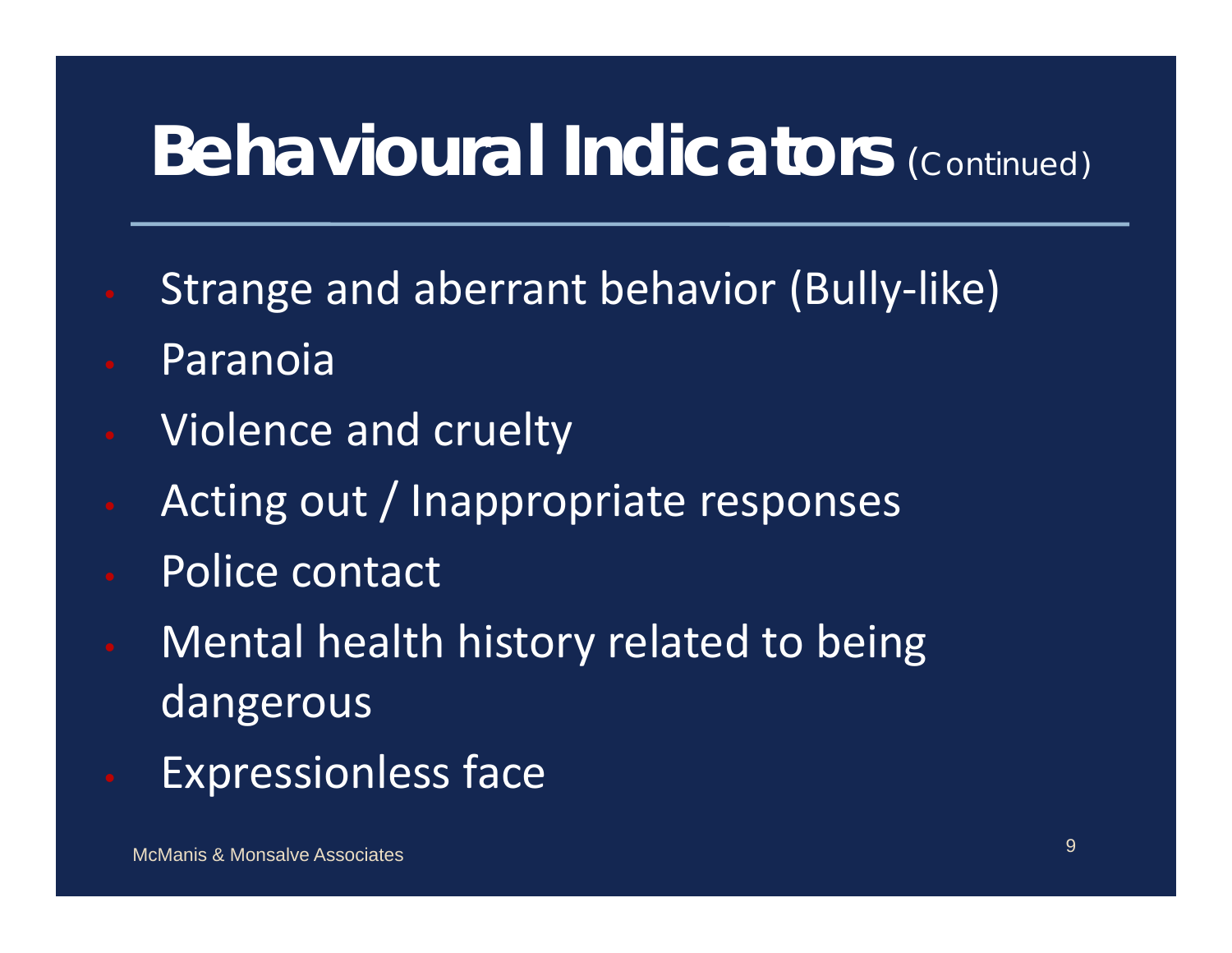# Behavioural Indicators (Continued)

- Strange and aberrant behavior (Bully-like)
- Paranoia
- Violence and cruelty
- Acting out / Inappropriate responses
- Police contact
- Mental health history related to being dangerous
- Expressionless face

McManis & Monsalve Associates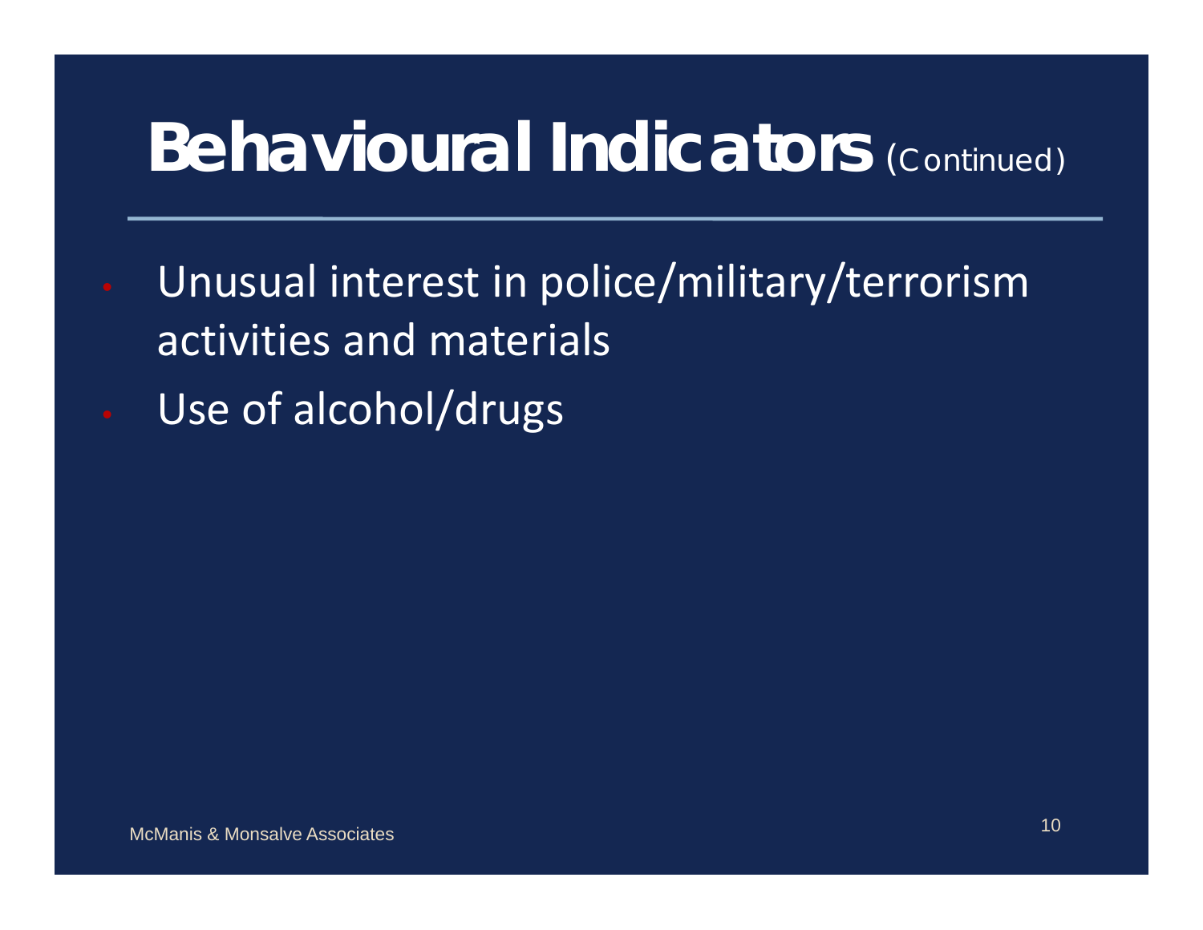# Behavioural Indicators (Continued)

- Unusual interest in police/military/terrorism activities and materials
- Use of alcohol/drugs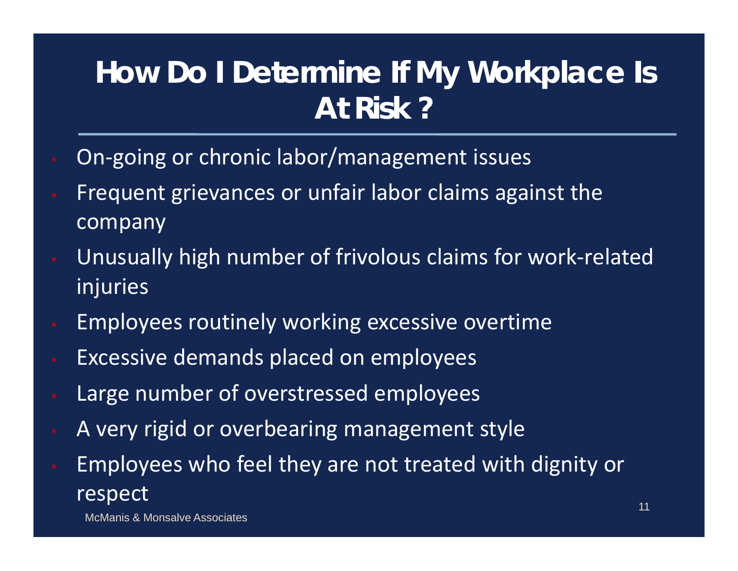# How Do I Determine If My Workplace Is At Risk?

- On-going or chronic labor/management issues
- Frequent grievances or unfair labor claims against the company
- Unusually high number of frivolous claims for work-related injuries
- Employees routinely working excessive overtime
- Excessive demands placed on employees
- Large number of overstressed employees
- A very rigid or overbearing management style
- Employees who feel they are not treated with dignity or respect

McManis & Monsalve Associates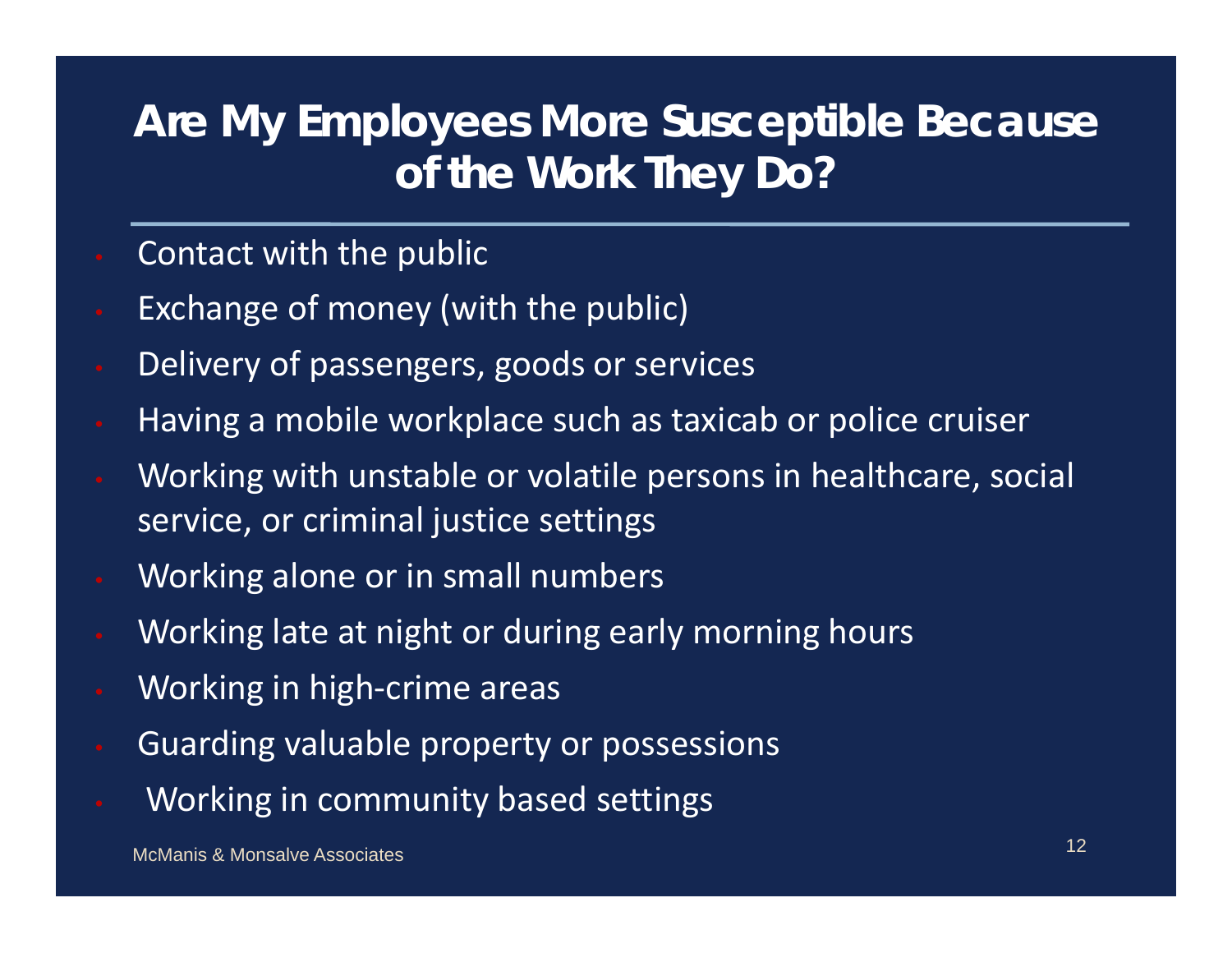# Are My Employees More Susceptible Because of the Work They Do?

- Contact with the public
- Exchange of money (with the public)
- Delivery of passengers, goods or services
- Having a mobile workplace such as taxicab or police cruiser
- Working with unstable or volatile persons in healthcare, social service, or criminal justice settings
- Working alone or in small numbers
- Working late at night or during early morning hours
- Working in high-crime areas
- Guarding valuable property or possessions
- Working in community based settings

McManis & Monsalve Associates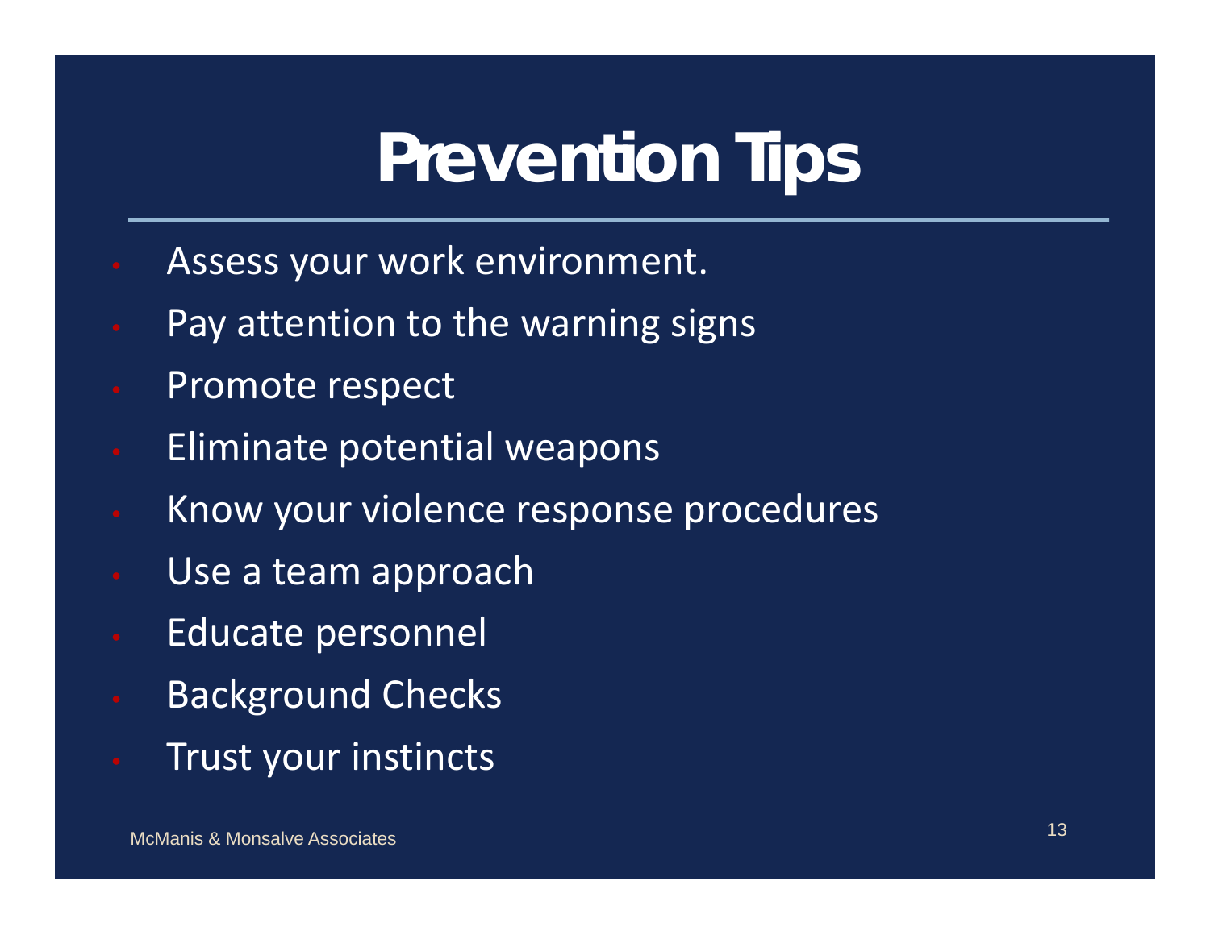# Prevention Tips

- Assess your work environment.
- Pay attention to the warning signs
- Promote respect
- Eliminate potential weapons
- Know your violence response procedures
- Use a team approach
- Educate personnel
- Background Checks
- Trust your instincts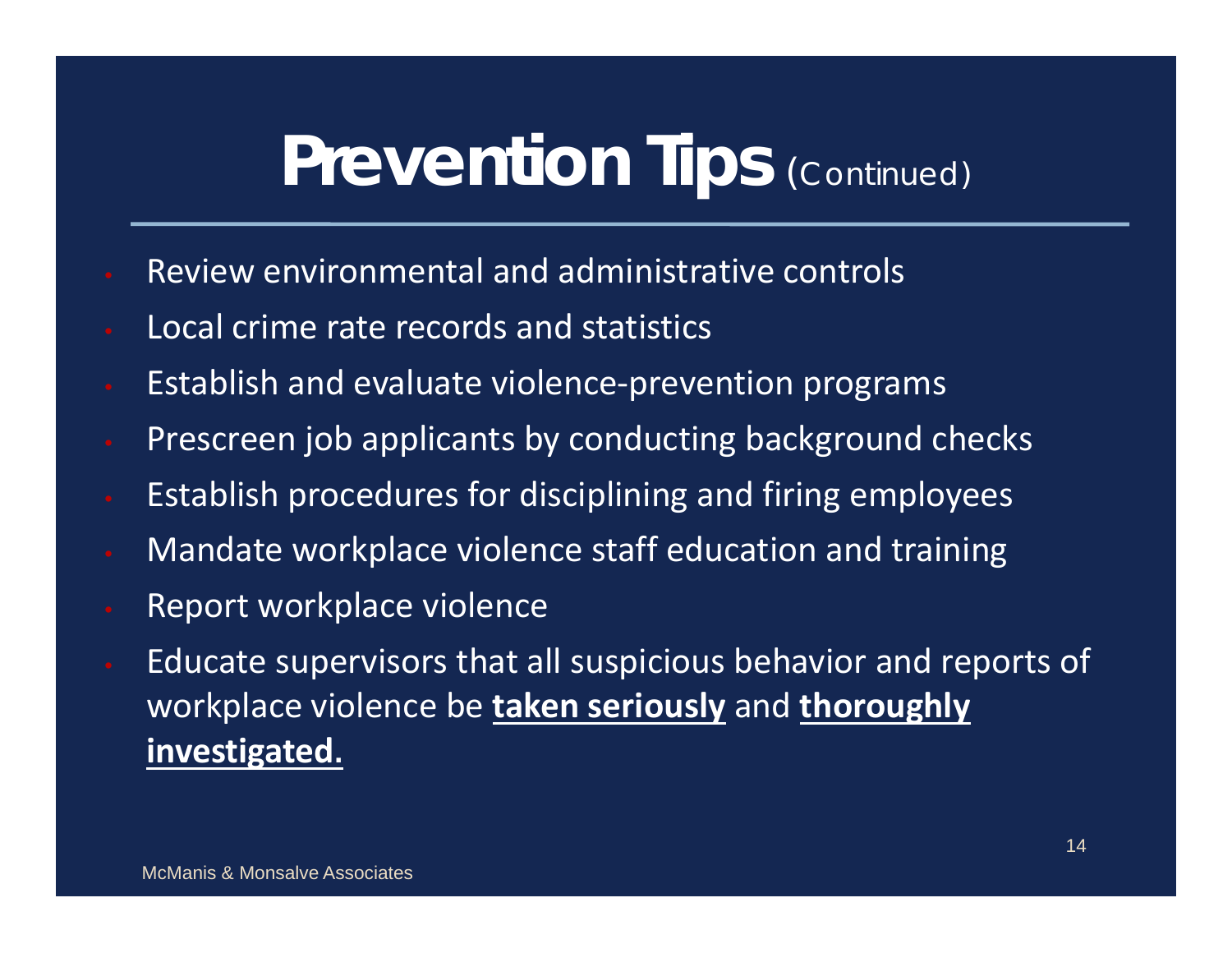# Prevention Tips (Continued)

- Review environmental and administrative controls
- Local crime rate records and statistics
- Establish and evaluate violence-prevention programs
- Prescreen job applicants by conducting background checks
- Establish procedures for disciplining and firing employees
- Mandate workplace violence staff education and training
- Report workplace violence
- Educate supervisors that all suspicious behavior and reports of workplace violence be <u>**taken seriously**</u> and <u>**thoroughly investigated.**</u>

McManis & Monsalve Associates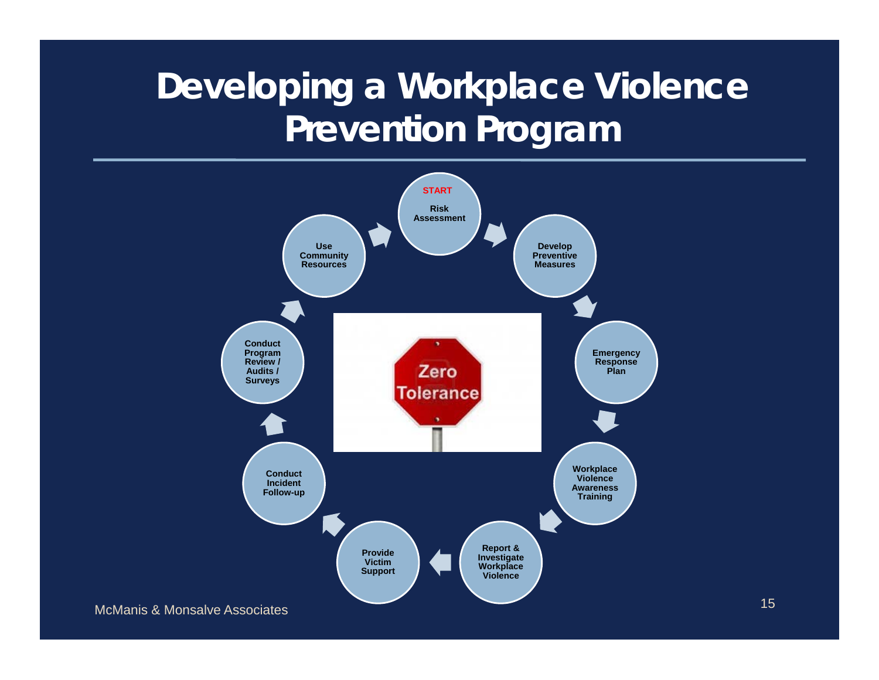# Developing a Workplace Violence Prevention Program

START

1. Risk Assessment
2. Develop Preventive Measures
3. Emergency Response Plan
4. Workplace Violence Awareness Training
5. Report & Investigate Workplace Violence
6. Provide Victim Support
7. Conduct Incident Follow-up
8. Conduct Program Review / Audits / Surveys
9. Use Community Resources

Zero Tolerance

McManis & Monsalve Associates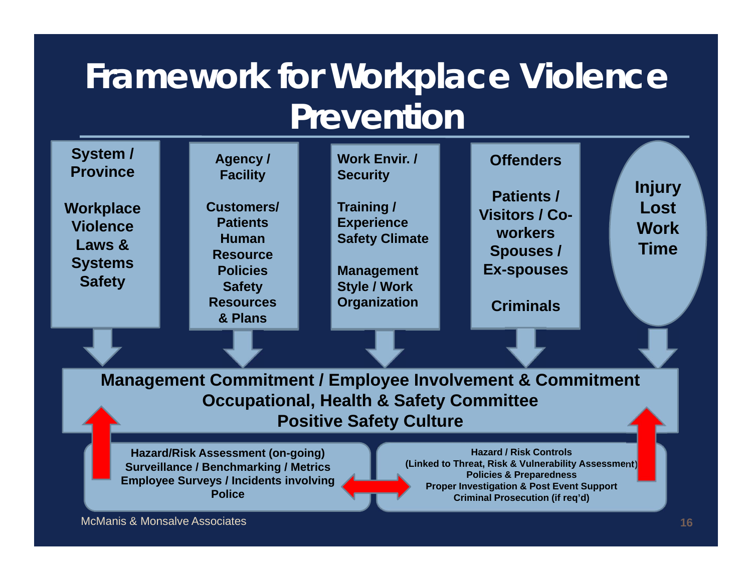# Framework for Workplace Violence Prevention

**System / Province**

Workplace Violence Laws & Systems Safety

**Agency / Facility**

Customers/ Patients
Human Resource Policies
Safety Resources & Plans

**Work Envir. / Security**

Training / Experience
Safety Climate

Management Style / Work Organization

**Offenders**

Patients / Visitors / Co-workers
Spouses / Ex-spouses

Criminals

**Injury Lost Work Time**

**Management Commitment / Employee Involvement & Commitment**
**Occupational, Health & Safety Committee**
**Positive Safety Culture**

**Hazard/Risk Assessment (on-going)**
**Surveillance / Benchmarking / Metrics**
**Employee Surveys / Incidents involving Police**

**Hazard / Risk Controls**
**(Linked to Threat, Risk & Vulnerability Assessment)**
**Policies & Preparedness**
**Proper Investigation & Post Event Support**
**Criminal Prosecution (if req'd)**

McManis & Monsalve Associates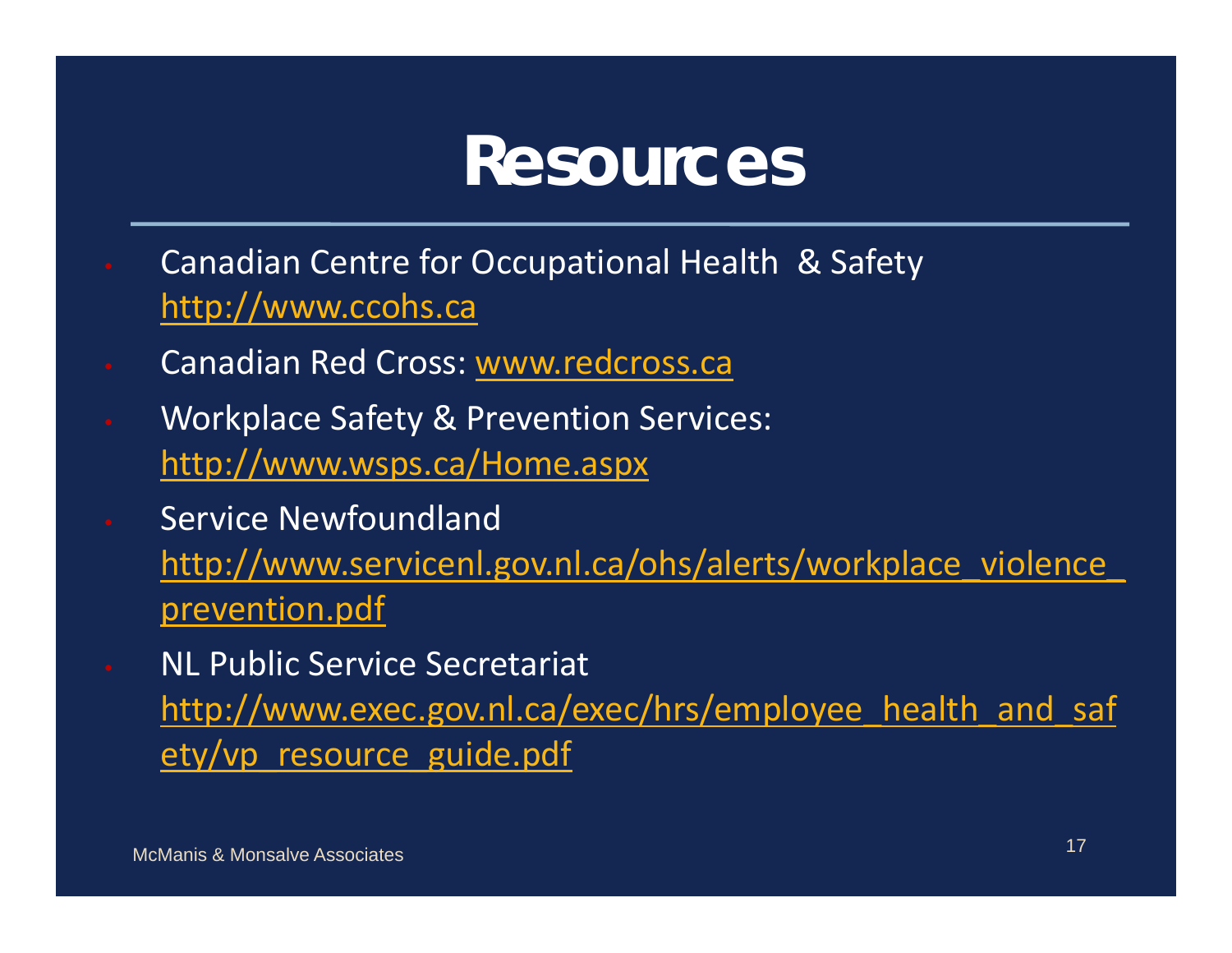# Resources

- Canadian Centre for Occupational Health & Safety http://www.ccohs.ca
- Canadian Red Cross: www.redcross.ca
- Workplace Safety & Prevention Services: http://www.wsps.ca/Home.aspx
- Service Newfoundland http://www.servicenl.gov.nl.ca/ohs/alerts/workplace_violence_prevention.pdf
- NL Public Service Secretariat http://www.exec.gov.nl.ca/exec/hrs/employee_health_and_safety/vp_resource_guide.pdf

McManis & Monsalve Associates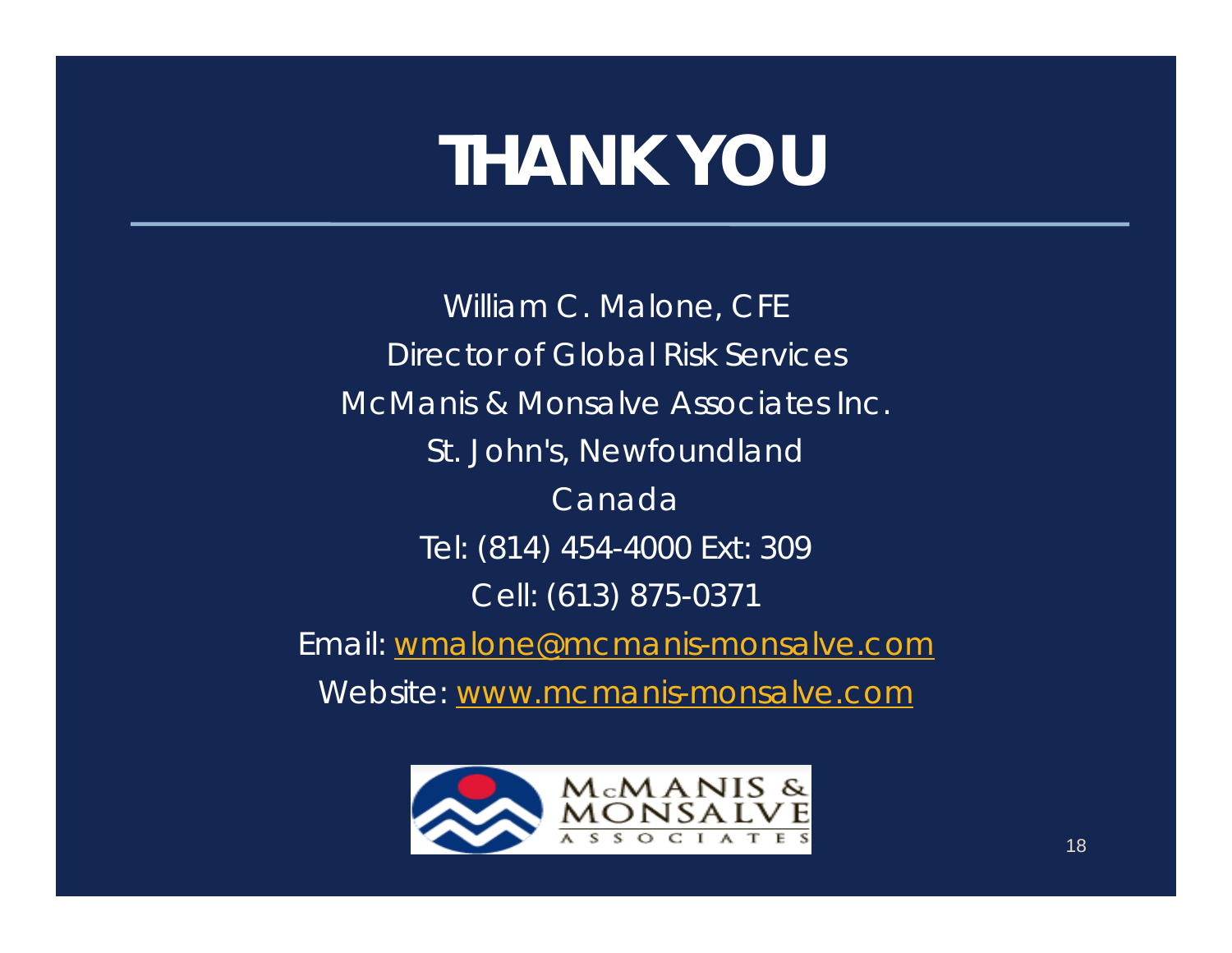# THANK YOU

William C. Malone, CFE

Director of Global Risk Services

McManis & Monsalve Associates Inc.

St. John's, Newfoundland

Canada

Tel: (814) 454-4000 Ext: 309

Cell: (613) 875-0371

Email: wmalone@mcmanis-monsalve.com

Website: www.mcmanis-monsalve.com